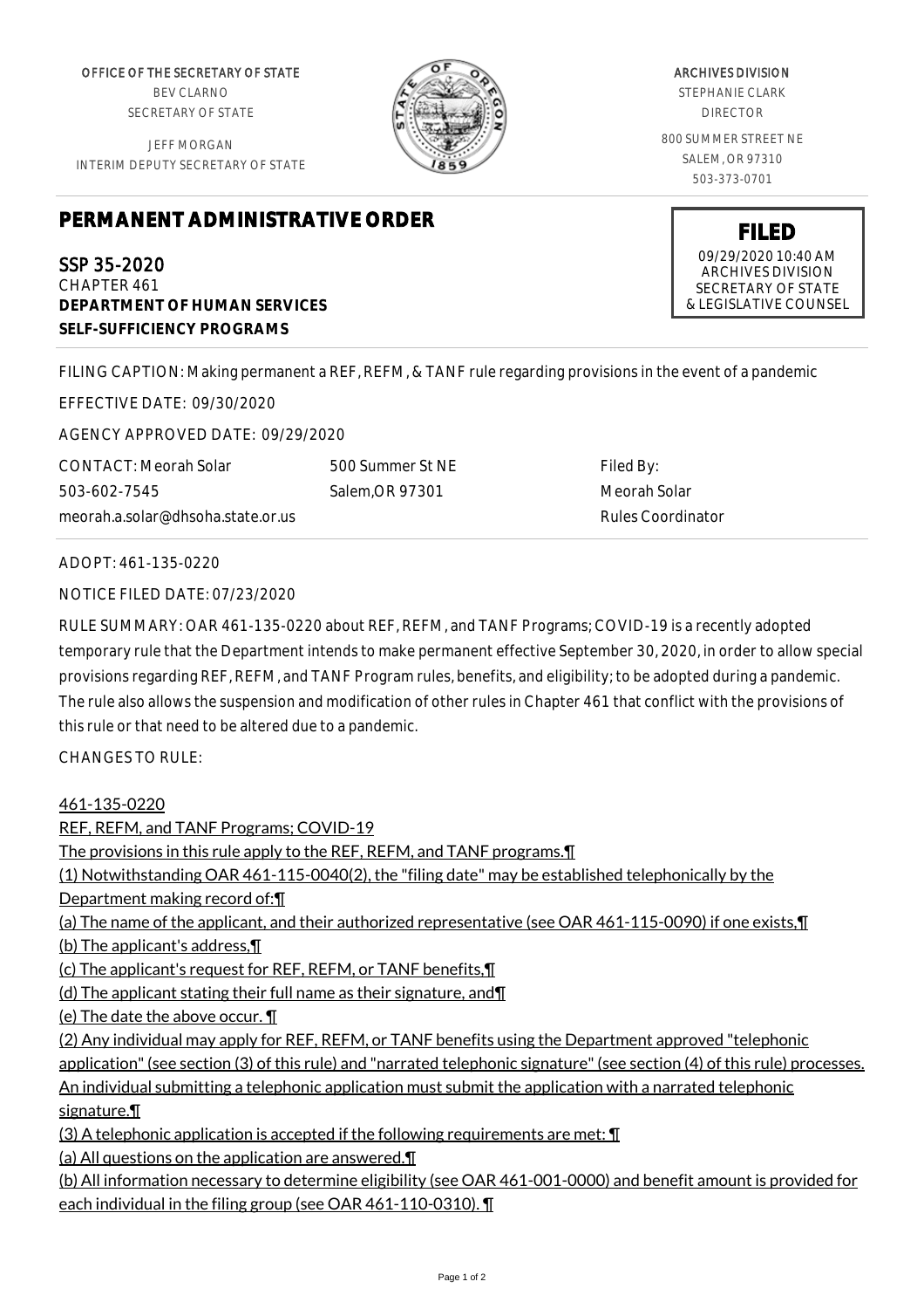OFFICE OF THE SECRETARY OF STATE
BEV CLARNO
SECRETARY OF STATE

JEFF MORGAN
INTERIM DEPUTY SECRETARY OF STATE

ARCHIVES DIVISION
STEPHANIE CLARK
DIRECTOR

800 SUMMER STREET NE
SALEM, OR 97310
503-373-0701

# PERMANENT ADMINISTRATIVE ORDER

**FILED**
09/29/2020 10:40 AM
ARCHIVES DIVISION
SECRETARY OF STATE
& LEGISLATIVE COUNSEL

SSP 35-2020
CHAPTER 461
**DEPARTMENT OF HUMAN SERVICES**
**SELF-SUFFICIENCY PROGRAMS**

FILING CAPTION: Making permanent a REF, REFM, & TANF rule regarding provisions in the event of a pandemic

EFFECTIVE DATE: 09/30/2020

AGENCY APPROVED DATE: 09/29/2020

CONTACT: Meorah Solar
503-602-7545
meorah.a.solar@dhsoha.state.or.us

500 Summer St NE
Salem,OR 97301

Filed By:
Meorah Solar
Rules Coordinator

ADOPT: 461-135-0220

NOTICE FILED DATE: 07/23/2020

RULE SUMMARY: OAR 461-135-0220 about REF, REFM, and TANF Programs; COVID-19 is a recently adopted temporary rule that the Department intends to make permanent effective September 30, 2020, in order to allow special provisions regarding REF, REFM, and TANF Program rules, benefits, and eligibility; to be adopted during a pandemic. The rule also allows the suspension and modification of other rules in Chapter 461 that conflict with the provisions of this rule or that need to be altered due to a pandemic.

CHANGES TO RULE:

461-135-0220
REF, REFM, and TANF Programs; COVID-19
The provisions in this rule apply to the REF, REFM, and TANF programs.¶
(1) Notwithstanding OAR 461-115-0040(2), the "filing date" may be established telephonically by the Department making record of:¶
(a) The name of the applicant, and their authorized representative (see OAR 461-115-0090) if one exists,¶
(b) The applicant's address,¶
(c) The applicant's request for REF, REFM, or TANF benefits,¶
(d) The applicant stating their full name as their signature, and¶
(e) The date the above occur. ¶
(2) Any individual may apply for REF, REFM, or TANF benefits using the Department approved "telephonic application" (see section (3) of this rule) and "narrated telephonic signature" (see section (4) of this rule) processes. An individual submitting a telephonic application must submit the application with a narrated telephonic signature.¶
(3) A telephonic application is accepted if the following requirements are met: ¶
(a) All questions on the application are answered.¶
(b) All information necessary to determine eligibility (see OAR 461-001-0000) and benefit amount is provided for each individual in the filing group (see OAR 461-110-0310). ¶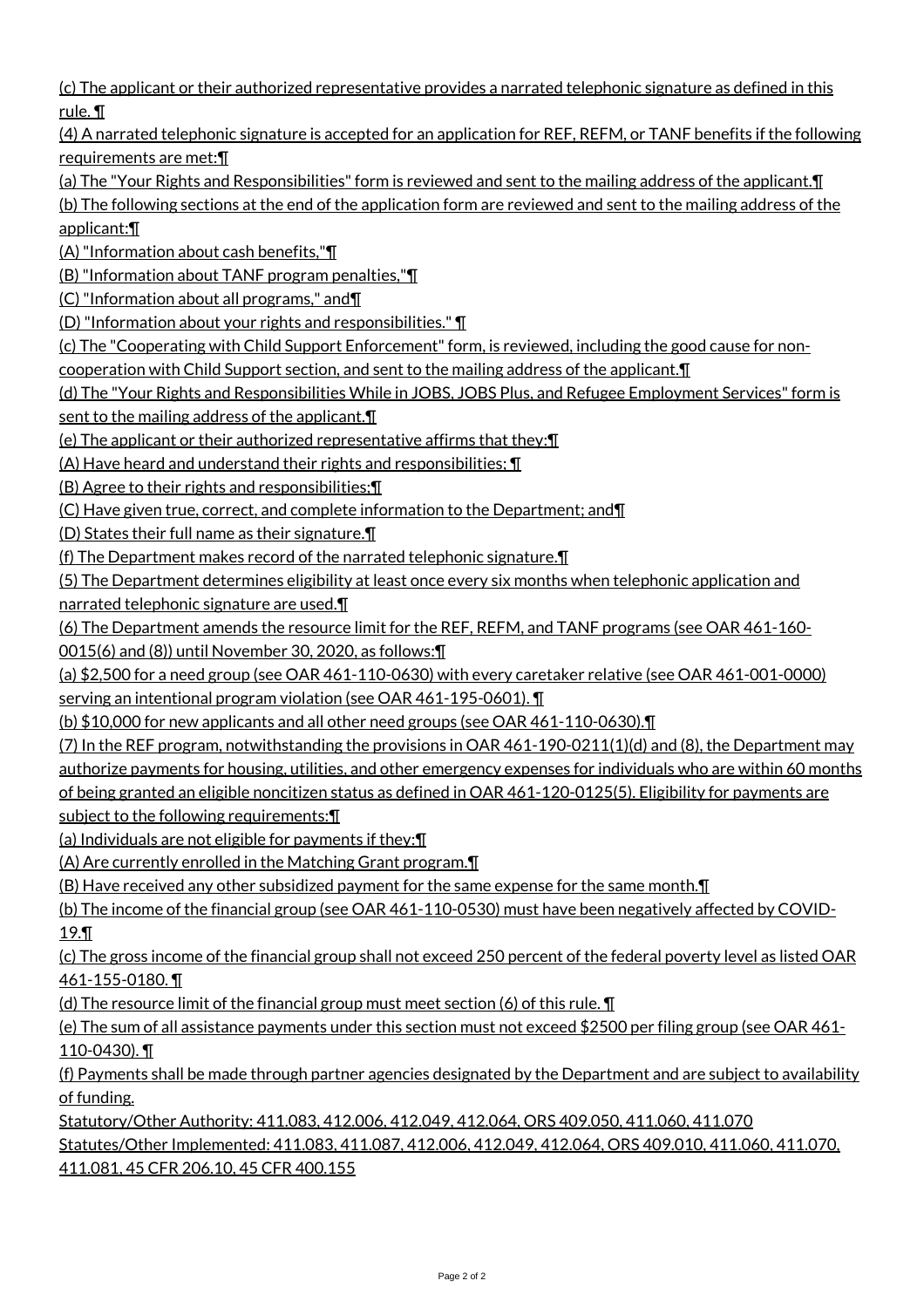(c) The applicant or their authorized representative provides a narrated telephonic signature as defined in this rule. ¶

(4) A narrated telephonic signature is accepted for an application for REF, REFM, or TANF benefits if the following requirements are met:¶

(a) The "Your Rights and Responsibilities" form is reviewed and sent to the mailing address of the applicant.¶

(b) The following sections at the end of the application form are reviewed and sent to the mailing address of the applicant:¶

(A) "Information about cash benefits,"¶

(B) "Information about TANF program penalties,"¶

(C) "Information about all programs," and¶

(D) "Information about your rights and responsibilities." ¶

(c) The "Cooperating with Child Support Enforcement" form, is reviewed, including the good cause for non-cooperation with Child Support section, and sent to the mailing address of the applicant.¶

(d) The "Your Rights and Responsibilities While in JOBS, JOBS Plus, and Refugee Employment Services" form is sent to the mailing address of the applicant.¶

(e) The applicant or their authorized representative affirms that they:¶

(A) Have heard and understand their rights and responsibilities; ¶

(B) Agree to their rights and responsibilities;¶

(C) Have given true, correct, and complete information to the Department; and¶

(D) States their full name as their signature.¶

(f) The Department makes record of the narrated telephonic signature.¶

(5) The Department determines eligibility at least once every six months when telephonic application and narrated telephonic signature are used.¶

(6) The Department amends the resource limit for the REF, REFM, and TANF programs (see OAR 461-160-0015(6) and (8)) until November 30, 2020, as follows:¶

(a) $2,500 for a need group (see OAR 461-110-0630) with every caretaker relative (see OAR 461-001-0000) serving an intentional program violation (see OAR 461-195-0601). ¶

(b) $10,000 for new applicants and all other need groups (see OAR 461-110-0630).¶

(7) In the REF program, notwithstanding the provisions in OAR 461-190-0211(1)(d) and (8), the Department may authorize payments for housing, utilities, and other emergency expenses for individuals who are within 60 months of being granted an eligible noncitizen status as defined in OAR 461-120-0125(5). Eligibility for payments are subject to the following requirements:¶

(a) Individuals are not eligible for payments if they:¶

(A) Are currently enrolled in the Matching Grant program.¶

(B) Have received any other subsidized payment for the same expense for the same month.¶

(b) The income of the financial group (see OAR 461-110-0530) must have been negatively affected by COVID-19.¶

(c) The gross income of the financial group shall not exceed 250 percent of the federal poverty level as listed OAR 461-155-0180. ¶

(d) The resource limit of the financial group must meet section (6) of this rule. ¶

(e) The sum of all assistance payments under this section must not exceed $2500 per filing group (see OAR 461-110-0430). ¶

(f) Payments shall be made through partner agencies designated by the Department and are subject to availability of funding.

Statutory/Other Authority: 411.083, 412.006, 412.049, 412.064, ORS 409.050, 411.060, 411.070

Statutes/Other Implemented: 411.083, 411.087, 412.006, 412.049, 412.064, ORS 409.010, 411.060, 411.070, 411.081, 45 CFR 206.10, 45 CFR 400.155